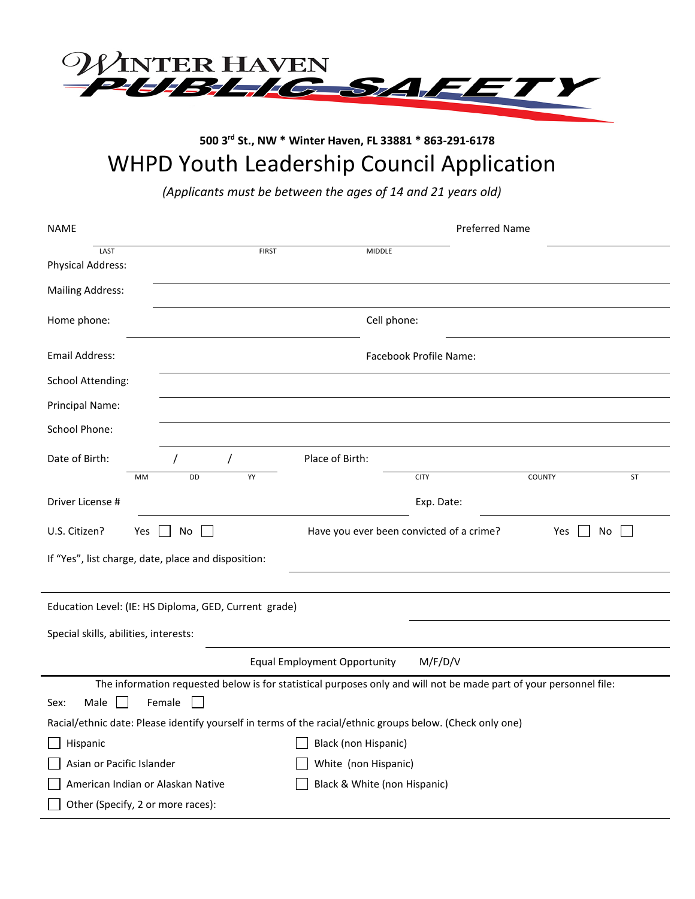# WINTER HAVEN PUBLIC SAFETY

**500 3rd St., NW * Winter Haven, FL 33881 * 863-291-6178**

## WHPD Youth Leadership Council Application

*(Applicants must be between the ages of 14 and 21 years old)*

NAME ______________________________________________ Preferred Name ______________

LAST FIRST MIDDLE

Physical Address: ______________________________________________

Mailing Address: ______________________________________________

Home phone: ______________________ Cell phone: ______________________

Email Address: ______________________ Facebook Profile Name: ______________________

School Attending: ______________________________________________

Principal Name: ______________________________________________

School Phone: ______________________________________________

Date of Birth: ____ / ____ / ____ Place of Birth: ______________________

MM DD YY CITY COUNTY ST

Driver License # ______________________ Exp. Date: ______________________

U.S. Citizen? Yes ☐ No ☐ Have you ever been convicted of a crime? Yes ☐ No ☐

If "Yes", list charge, date, place and disposition: ______________________________________________

______________________________________________

Education Level: (IE: HS Diploma, GED, Current grade) ______________________

Special skills, abilities, interests: ______________________________________________

Equal Employment Opportunity M/F/D/V

---

The information requested below is for statistical purposes only and will not be made part of your personnel file:

Sex: Male ☐ Female ☐

Racial/ethnic date: Please identify yourself in terms of the racial/ethnic groups below. (Check only one)

☐ Hispanic ☐ Black (non Hispanic)

☐ Asian or Pacific Islander ☐ White (non Hispanic)

☐ American Indian or Alaskan Native ☐ Black & White (non Hispanic)

☐ Other (Specify, 2 or more races):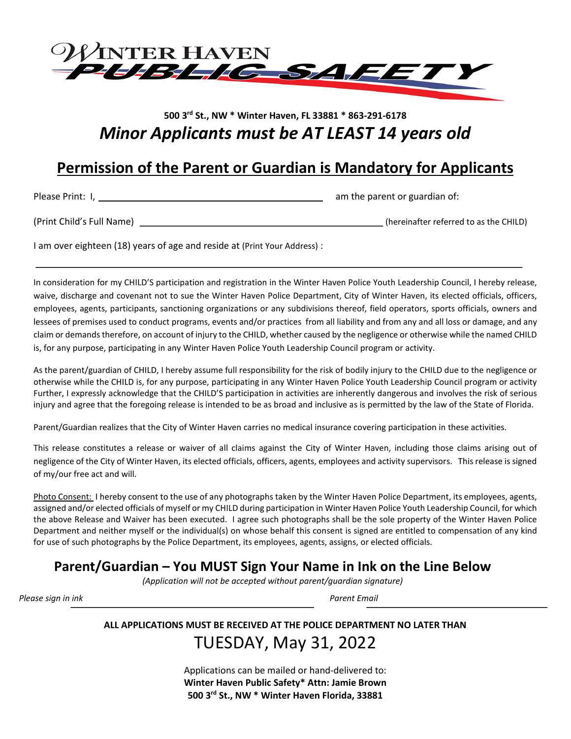# WINTER HAVEN PUBLIC SAFETY

**500 3rd St., NW * Winter Haven, FL 33881 * 863-291-6178**

***Minor Applicants must be AT LEAST 14 years old***

## Permission of the Parent or Guardian is Mandatory for Applicants

Please Print: I, ____________________________________________ am the parent or guardian of:

(Print Child's Full Name) ____________________________________________ (hereinafter referred to as the CHILD)

I am over eighteen (18) years of age and reside at (Print Your Address) :

______________________________________________________________________________________

In consideration for my CHILD'S participation and registration in the Winter Haven Police Youth Leadership Council, I hereby release, waive, discharge and covenant not to sue the Winter Haven Police Department, City of Winter Haven, its elected officials, officers, employees, agents, participants, sanctioning organizations or any subdivisions thereof, field operators, sports officials, owners and lessees of premises used to conduct programs, events and/or practices from all liability and from any and all loss or damage, and any claim or demands therefore, on account of injury to the CHILD, whether caused by the negligence or otherwise while the named CHILD is, for any purpose, participating in any Winter Haven Police Youth Leadership Council program or activity.

As the parent/guardian of CHILD, I hereby assume full responsibility for the risk of bodily injury to the CHILD due to the negligence or otherwise while the CHILD is, for any purpose, participating in any Winter Haven Police Youth Leadership Council program or activity Further, I expressly acknowledge that the CHILD'S participation in activities are inherently dangerous and involves the risk of serious injury and agree that the foregoing release is intended to be as broad and inclusive as is permitted by the law of the State of Florida.

Parent/Guardian realizes that the City of Winter Haven carries no medical insurance covering participation in these activities.

This release constitutes a release or waiver of all claims against the City of Winter Haven, including those claims arising out of negligence of the City of Winter Haven, its elected officials, officers, agents, employees and activity supervisors. This release is signed of my/our free act and will.

Photo Consent: I hereby consent to the use of any photographs taken by the Winter Haven Police Department, its employees, agents, assigned and/or elected officials of myself or my CHILD during participation in Winter Haven Police Youth Leadership Council, for which the above Release and Waiver has been executed. I agree such photographs shall be the sole property of the Winter Haven Police Department and neither myself or the individual(s) on whose behalf this consent is signed are entitled to compensation of any kind for use of such photographs by the Police Department, its employees, agents, assigns, or elected officials.

## Parent/Guardian – You MUST Sign Your Name in Ink on the Line Below

*(Application will not be accepted without parent/guardian signature)*

*Please sign in ink* ____________________________________ *Parent Email* ____________________________________

**ALL APPLICATIONS MUST BE RECEIVED AT THE POLICE DEPARTMENT NO LATER THAN**

TUESDAY, May 31, 2022

Applications can be mailed or hand-delivered to:
**Winter Haven Public Safety* Attn: Jamie Brown**
**500 3rd St., NW * Winter Haven Florida, 33881**